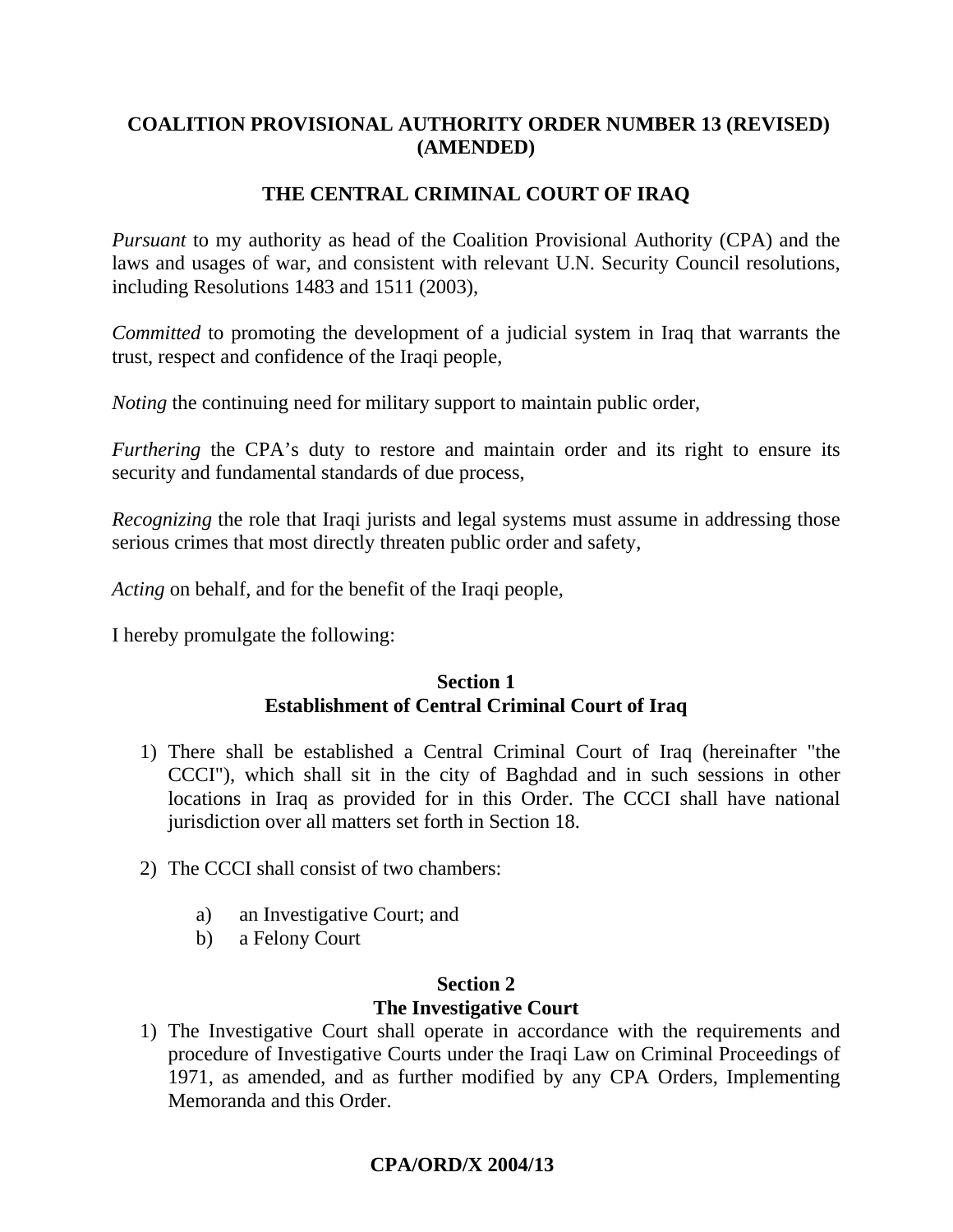# COALITION PROVISIONAL AUTHORITY ORDER NUMBER 13 (REVISED) (AMENDED)

## THE CENTRAL CRIMINAL COURT OF IRAQ

*Pursuant* to my authority as head of the Coalition Provisional Authority (CPA) and the laws and usages of war, and consistent with relevant U.N. Security Council resolutions, including Resolutions 1483 and 1511 (2003),

*Committed* to promoting the development of a judicial system in Iraq that warrants the trust, respect and confidence of the Iraqi people,

*Noting* the continuing need for military support to maintain public order,

*Furthering* the CPA's duty to restore and maintain order and its right to ensure its security and fundamental standards of due process,

*Recognizing* the role that Iraqi jurists and legal systems must assume in addressing those serious crimes that most directly threaten public order and safety,

*Acting* on behalf, and for the benefit of the Iraqi people,

I hereby promulgate the following:

### Section 1
### Establishment of Central Criminal Court of Iraq

1) There shall be established a Central Criminal Court of Iraq (hereinafter "the CCCI"), which shall sit in the city of Baghdad and in such sessions in other locations in Iraq as provided for in this Order. The CCCI shall have national jurisdiction over all matters set forth in Section 18.

2) The CCCI shall consist of two chambers:

   a) an Investigative Court; and
   b) a Felony Court

### Section 2
### The Investigative Court

1) The Investigative Court shall operate in accordance with the requirements and procedure of Investigative Courts under the Iraqi Law on Criminal Proceedings of 1971, as amended, and as further modified by any CPA Orders, Implementing Memoranda and this Order.

**CPA/ORD/X 2004/13**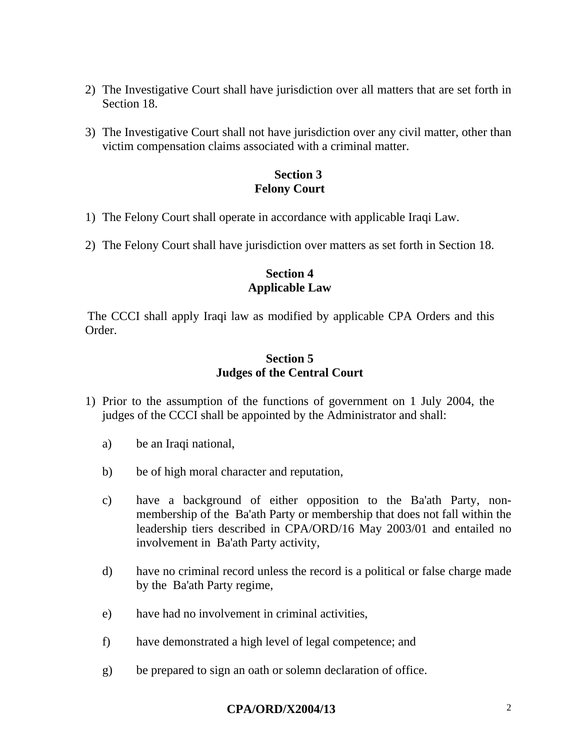2) The Investigative Court shall have jurisdiction over all matters that are set forth in Section 18.

3) The Investigative Court shall not have jurisdiction over any civil matter, other than victim compensation claims associated with a criminal matter.

**Section 3**
**Felony Court**

1) The Felony Court shall operate in accordance with applicable Iraqi Law.

2) The Felony Court shall have jurisdiction over matters as set forth in Section 18.

**Section 4**
**Applicable Law**

The CCCI shall apply Iraqi law as modified by applicable CPA Orders and this Order.

**Section 5**
**Judges of the Central Court**

1) Prior to the assumption of the functions of government on 1 July 2004, the judges of the CCCI shall be appointed by the Administrator and shall:

   a) be an Iraqi national,

   b) be of high moral character and reputation,

   c) have a background of either opposition to the Ba'ath Party, non-membership of the Ba'ath Party or membership that does not fall within the leadership tiers described in CPA/ORD/16 May 2003/01 and entailed no involvement in Ba'ath Party activity,

   d) have no criminal record unless the record is a political or false charge made by the Ba'ath Party regime,

   e) have had no involvement in criminal activities,

   f) have demonstrated a high level of legal competence; and

   g) be prepared to sign an oath or solemn declaration of office.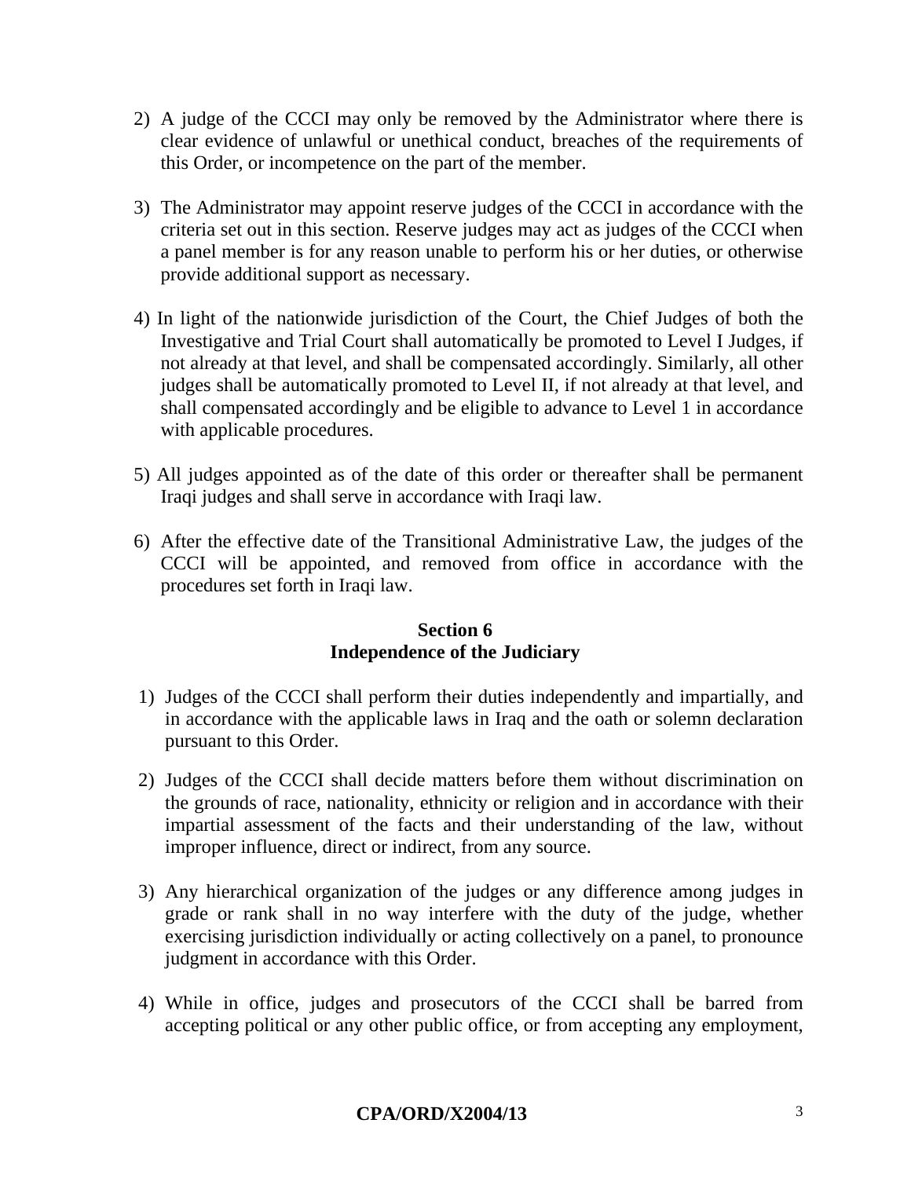2) A judge of the CCCI may only be removed by the Administrator where there is clear evidence of unlawful or unethical conduct, breaches of the requirements of this Order, or incompetence on the part of the member.

3) The Administrator may appoint reserve judges of the CCCI in accordance with the criteria set out in this section. Reserve judges may act as judges of the CCCI when a panel member is for any reason unable to perform his or her duties, or otherwise provide additional support as necessary.

4) In light of the nationwide jurisdiction of the Court, the Chief Judges of both the Investigative and Trial Court shall automatically be promoted to Level I Judges, if not already at that level, and shall be compensated accordingly. Similarly, all other judges shall be automatically promoted to Level II, if not already at that level, and shall compensated accordingly and be eligible to advance to Level 1 in accordance with applicable procedures.

5) All judges appointed as of the date of this order or thereafter shall be permanent Iraqi judges and shall serve in accordance with Iraqi law.

6) After the effective date of the Transitional Administrative Law, the judges of the CCCI will be appointed, and removed from office in accordance with the procedures set forth in Iraqi law.

## Section 6
## Independence of the Judiciary

1) Judges of the CCCI shall perform their duties independently and impartially, and in accordance with the applicable laws in Iraq and the oath or solemn declaration pursuant to this Order.

2) Judges of the CCCI shall decide matters before them without discrimination on the grounds of race, nationality, ethnicity or religion and in accordance with their impartial assessment of the facts and their understanding of the law, without improper influence, direct or indirect, from any source.

3) Any hierarchical organization of the judges or any difference among judges in grade or rank shall in no way interfere with the duty of the judge, whether exercising jurisdiction individually or acting collectively on a panel, to pronounce judgment in accordance with this Order.

4) While in office, judges and prosecutors of the CCCI shall be barred from accepting political or any other public office, or from accepting any employment,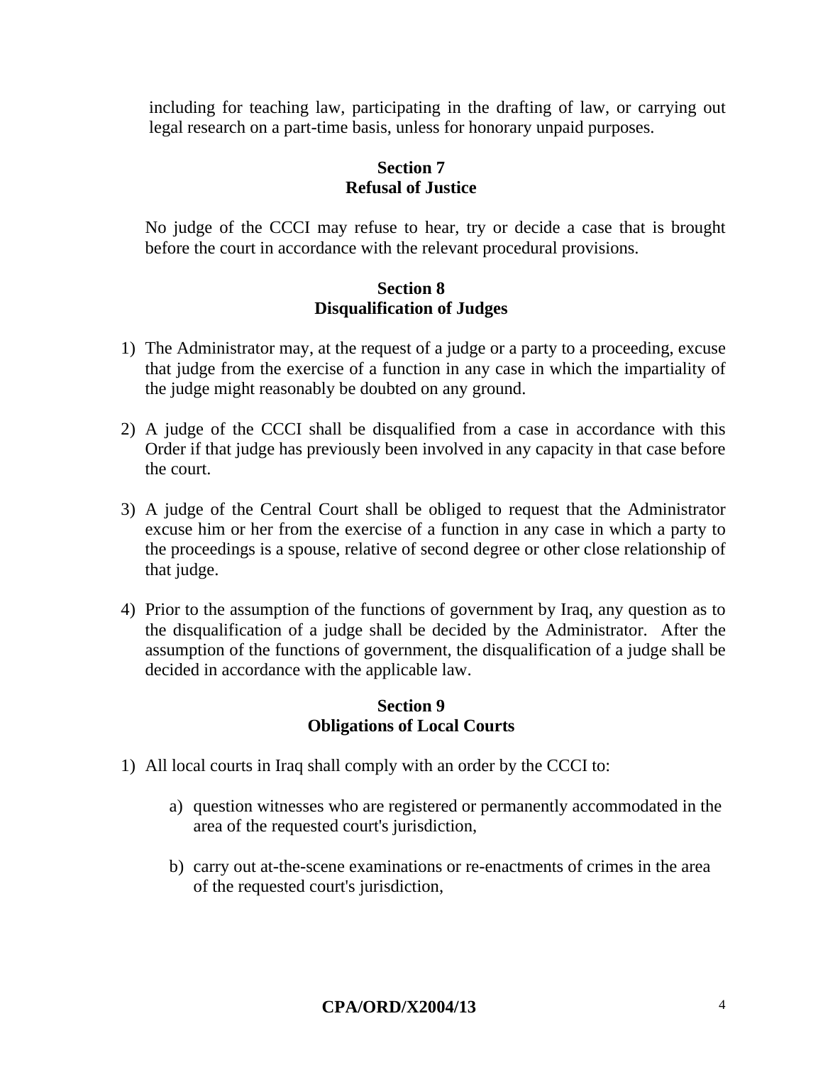including for teaching law, participating in the drafting of law, or carrying out legal research on a part-time basis, unless for honorary unpaid purposes.

**Section 7**
**Refusal of Justice**

No judge of the CCCI may refuse to hear, try or decide a case that is brought before the court in accordance with the relevant procedural provisions.

**Section 8**
**Disqualification of Judges**

1) The Administrator may, at the request of a judge or a party to a proceeding, excuse that judge from the exercise of a function in any case in which the impartiality of the judge might reasonably be doubted on any ground.

2) A judge of the CCCI shall be disqualified from a case in accordance with this Order if that judge has previously been involved in any capacity in that case before the court.

3) A judge of the Central Court shall be obliged to request that the Administrator excuse him or her from the exercise of a function in any case in which a party to the proceedings is a spouse, relative of second degree or other close relationship of that judge.

4) Prior to the assumption of the functions of government by Iraq, any question as to the disqualification of a judge shall be decided by the Administrator. After the assumption of the functions of government, the disqualification of a judge shall be decided in accordance with the applicable law.

**Section 9**
**Obligations of Local Courts**

1) All local courts in Iraq shall comply with an order by the CCCI to:

   a) question witnesses who are registered or permanently accommodated in the area of the requested court's jurisdiction,

   b) carry out at-the-scene examinations or re-enactments of crimes in the area of the requested court's jurisdiction,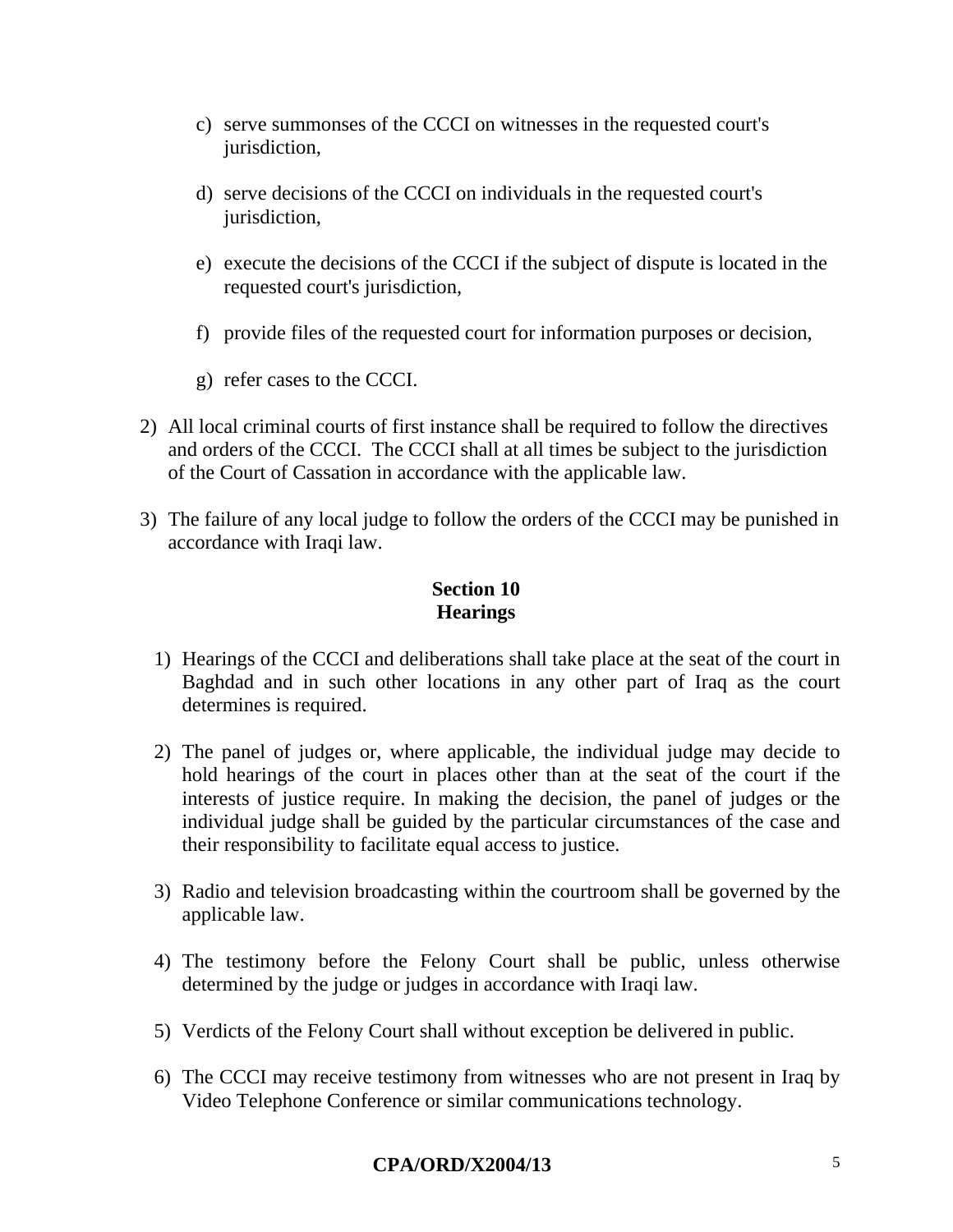c) serve summonses of the CCCI on witnesses in the requested court's jurisdiction,

d) serve decisions of the CCCI on individuals in the requested court's jurisdiction,

e) execute the decisions of the CCCI if the subject of dispute is located in the requested court's jurisdiction,

f) provide files of the requested court for information purposes or decision,

g) refer cases to the CCCI.

2) All local criminal courts of first instance shall be required to follow the directives and orders of the CCCI. The CCCI shall at all times be subject to the jurisdiction of the Court of Cassation in accordance with the applicable law.

3) The failure of any local judge to follow the orders of the CCCI may be punished in accordance with Iraqi law.

## Section 10
## Hearings

1) Hearings of the CCCI and deliberations shall take place at the seat of the court in Baghdad and in such other locations in any other part of Iraq as the court determines is required.

2) The panel of judges or, where applicable, the individual judge may decide to hold hearings of the court in places other than at the seat of the court if the interests of justice require. In making the decision, the panel of judges or the individual judge shall be guided by the particular circumstances of the case and their responsibility to facilitate equal access to justice.

3) Radio and television broadcasting within the courtroom shall be governed by the applicable law.

4) The testimony before the Felony Court shall be public, unless otherwise determined by the judge or judges in accordance with Iraqi law.

5) Verdicts of the Felony Court shall without exception be delivered in public.

6) The CCCI may receive testimony from witnesses who are not present in Iraq by Video Telephone Conference or similar communications technology.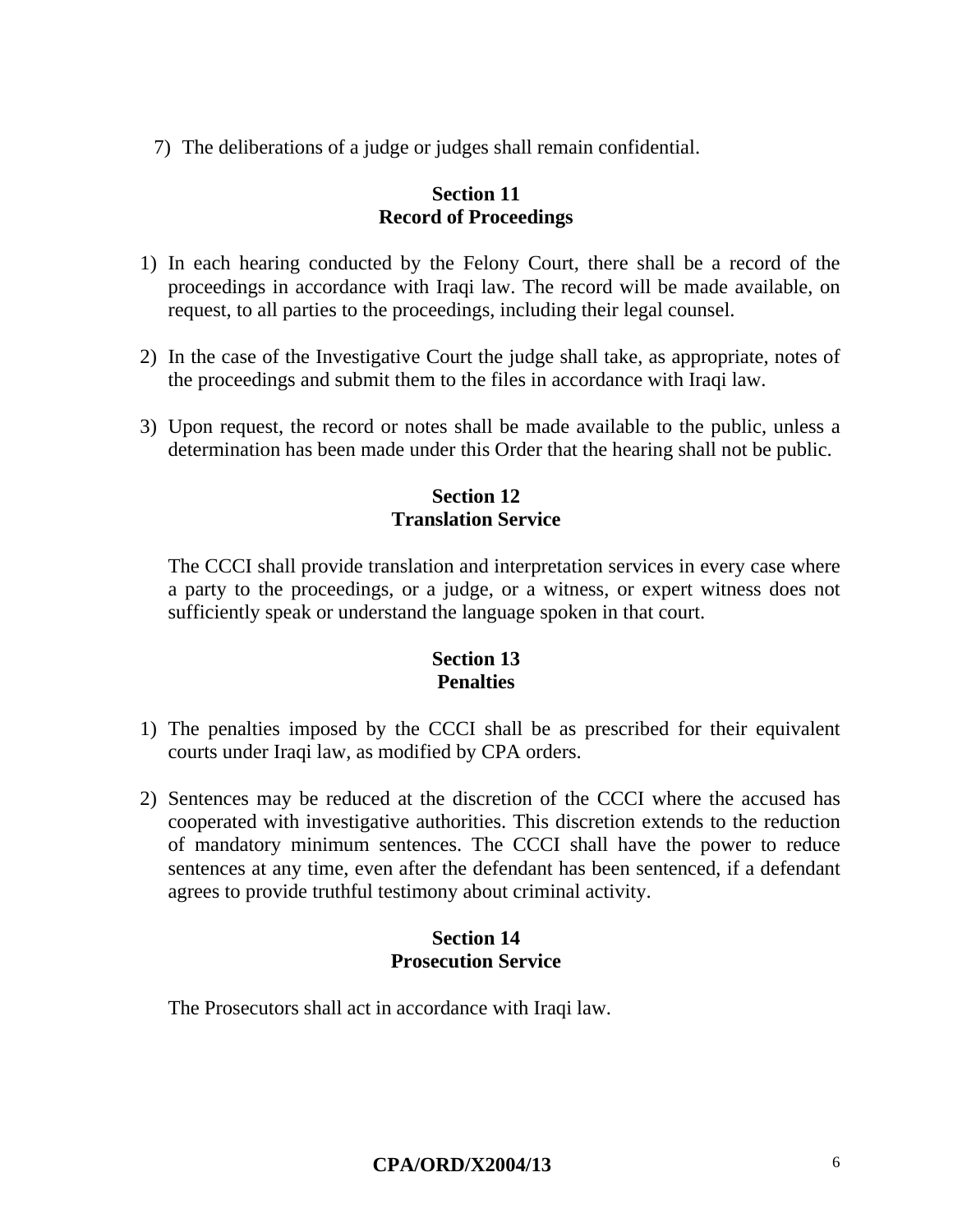7) The deliberations of a judge or judges shall remain confidential.

## Section 11
## Record of Proceedings

1) In each hearing conducted by the Felony Court, there shall be a record of the proceedings in accordance with Iraqi law. The record will be made available, on request, to all parties to the proceedings, including their legal counsel.

2) In the case of the Investigative Court the judge shall take, as appropriate, notes of the proceedings and submit them to the files in accordance with Iraqi law.

3) Upon request, the record or notes shall be made available to the public, unless a determination has been made under this Order that the hearing shall not be public.

## Section 12
## Translation Service

The CCCI shall provide translation and interpretation services in every case where a party to the proceedings, or a judge, or a witness, or expert witness does not sufficiently speak or understand the language spoken in that court.

## Section 13
## Penalties

1) The penalties imposed by the CCCI shall be as prescribed for their equivalent courts under Iraqi law, as modified by CPA orders.

2) Sentences may be reduced at the discretion of the CCCI where the accused has cooperated with investigative authorities. This discretion extends to the reduction of mandatory minimum sentences. The CCCI shall have the power to reduce sentences at any time, even after the defendant has been sentenced, if a defendant agrees to provide truthful testimony about criminal activity.

## Section 14
## Prosecution Service

The Prosecutors shall act in accordance with Iraqi law.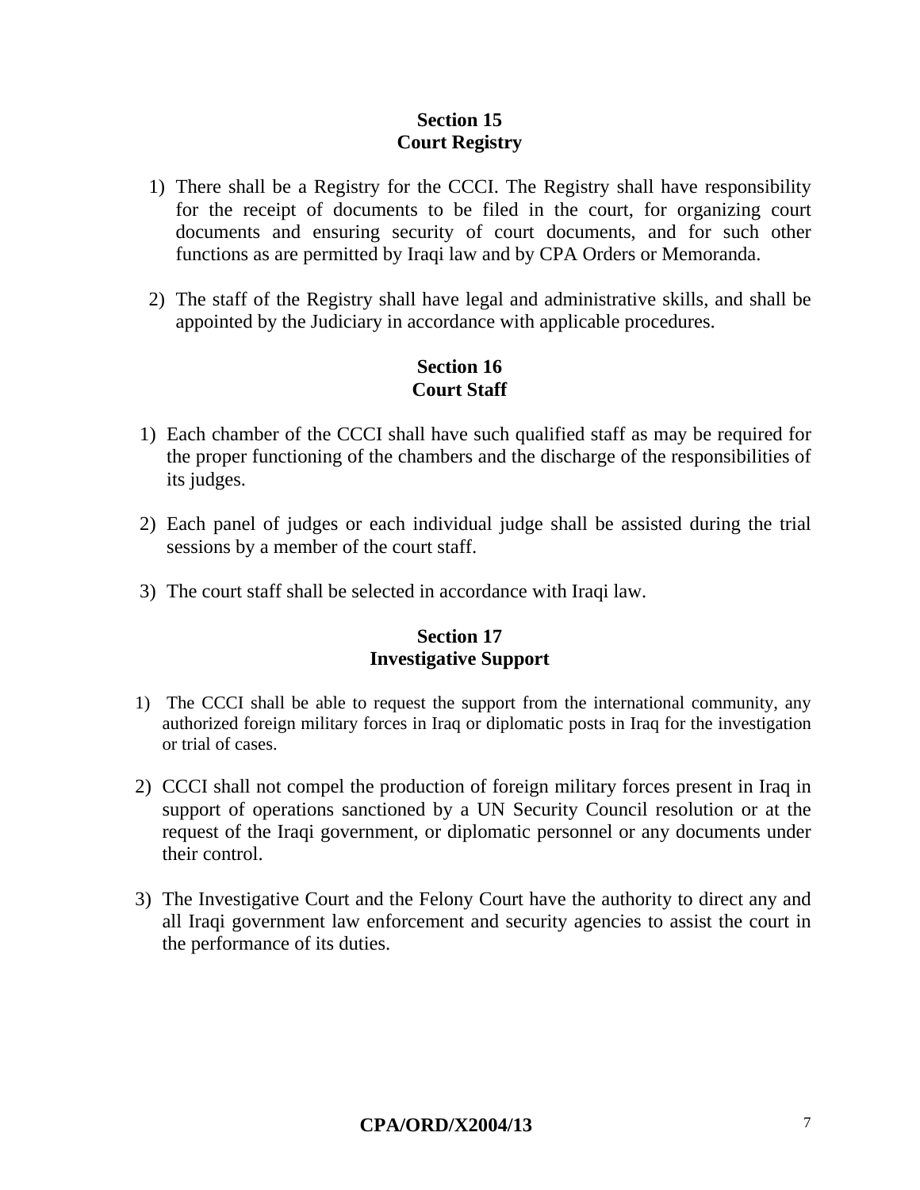## Section 15
## Court Registry

1) There shall be a Registry for the CCCI. The Registry shall have responsibility for the receipt of documents to be filed in the court, for organizing court documents and ensuring security of court documents, and for such other functions as are permitted by Iraqi law and by CPA Orders or Memoranda.

2) The staff of the Registry shall have legal and administrative skills, and shall be appointed by the Judiciary in accordance with applicable procedures.

## Section 16
## Court Staff

1) Each chamber of the CCCI shall have such qualified staff as may be required for the proper functioning of the chambers and the discharge of the responsibilities of its judges.

2) Each panel of judges or each individual judge shall be assisted during the trial sessions by a member of the court staff.

3) The court staff shall be selected in accordance with Iraqi law.

## Section 17
## Investigative Support

1) The CCCI shall be able to request the support from the international community, any authorized foreign military forces in Iraq or diplomatic posts in Iraq for the investigation or trial of cases.

2) CCCI shall not compel the production of foreign military forces present in Iraq in support of operations sanctioned by a UN Security Council resolution or at the request of the Iraqi government, or diplomatic personnel or any documents under their control.

3) The Investigative Court and the Felony Court have the authority to direct any and all Iraqi government law enforcement and security agencies to assist the court in the performance of its duties.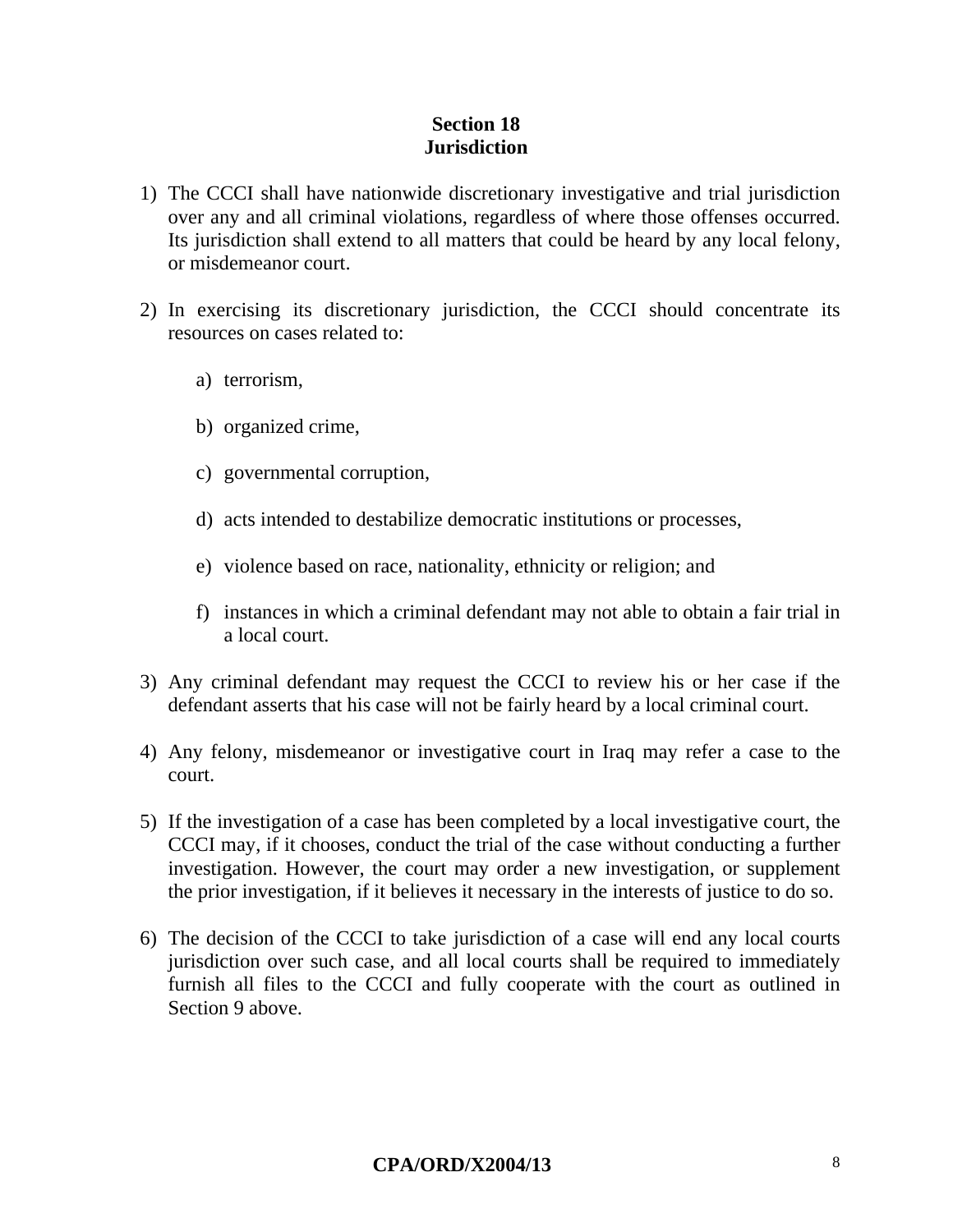## Section 18
## Jurisdiction

1) The CCCI shall have nationwide discretionary investigative and trial jurisdiction over any and all criminal violations, regardless of where those offenses occurred. Its jurisdiction shall extend to all matters that could be heard by any local felony, or misdemeanor court.

2) In exercising its discretionary jurisdiction, the CCCI should concentrate its resources on cases related to:

   a) terrorism,

   b) organized crime,

   c) governmental corruption,

   d) acts intended to destabilize democratic institutions or processes,

   e) violence based on race, nationality, ethnicity or religion; and

   f) instances in which a criminal defendant may not able to obtain a fair trial in a local court.

3) Any criminal defendant may request the CCCI to review his or her case if the defendant asserts that his case will not be fairly heard by a local criminal court.

4) Any felony, misdemeanor or investigative court in Iraq may refer a case to the court.

5) If the investigation of a case has been completed by a local investigative court, the CCCI may, if it chooses, conduct the trial of the case without conducting a further investigation. However, the court may order a new investigation, or supplement the prior investigation, if it believes it necessary in the interests of justice to do so.

6) The decision of the CCCI to take jurisdiction of a case will end any local courts jurisdiction over such case, and all local courts shall be required to immediately furnish all files to the CCCI and fully cooperate with the court as outlined in Section 9 above.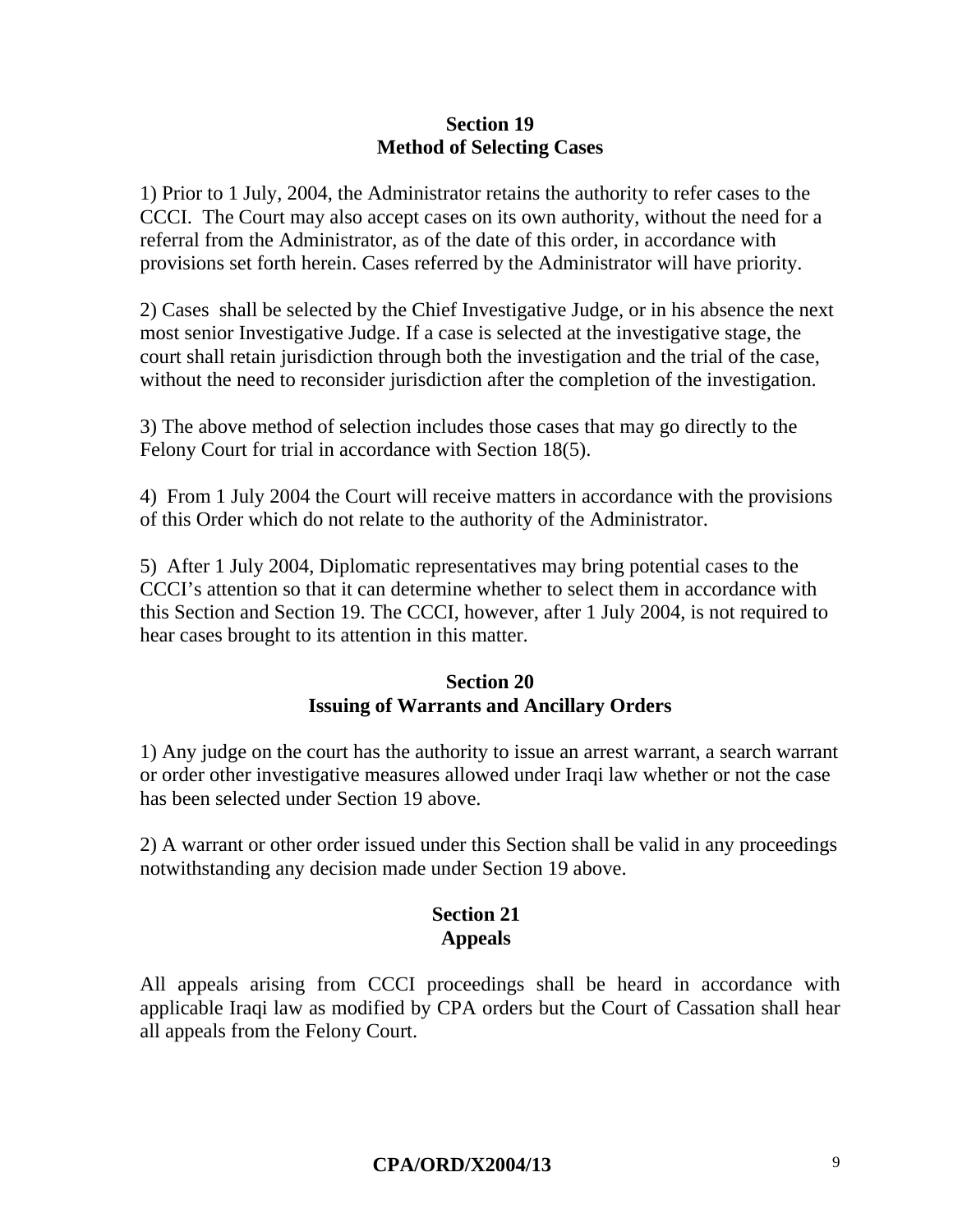## Section 19
## Method of Selecting Cases

1) Prior to 1 July, 2004, the Administrator retains the authority to refer cases to the CCCI. The Court may also accept cases on its own authority, without the need for a referral from the Administrator, as of the date of this order, in accordance with provisions set forth herein. Cases referred by the Administrator will have priority.

2) Cases shall be selected by the Chief Investigative Judge, or in his absence the next most senior Investigative Judge. If a case is selected at the investigative stage, the court shall retain jurisdiction through both the investigation and the trial of the case, without the need to reconsider jurisdiction after the completion of the investigation.

3) The above method of selection includes those cases that may go directly to the Felony Court for trial in accordance with Section 18(5).

4) From 1 July 2004 the Court will receive matters in accordance with the provisions of this Order which do not relate to the authority of the Administrator.

5) After 1 July 2004, Diplomatic representatives may bring potential cases to the CCCI's attention so that it can determine whether to select them in accordance with this Section and Section 19. The CCCI, however, after 1 July 2004, is not required to hear cases brought to its attention in this matter.

## Section 20
## Issuing of Warrants and Ancillary Orders

1) Any judge on the court has the authority to issue an arrest warrant, a search warrant or order other investigative measures allowed under Iraqi law whether or not the case has been selected under Section 19 above.

2) A warrant or other order issued under this Section shall be valid in any proceedings notwithstanding any decision made under Section 19 above.

## Section 21
## Appeals

All appeals arising from CCCI proceedings shall be heard in accordance with applicable Iraqi law as modified by CPA orders but the Court of Cassation shall hear all appeals from the Felony Court.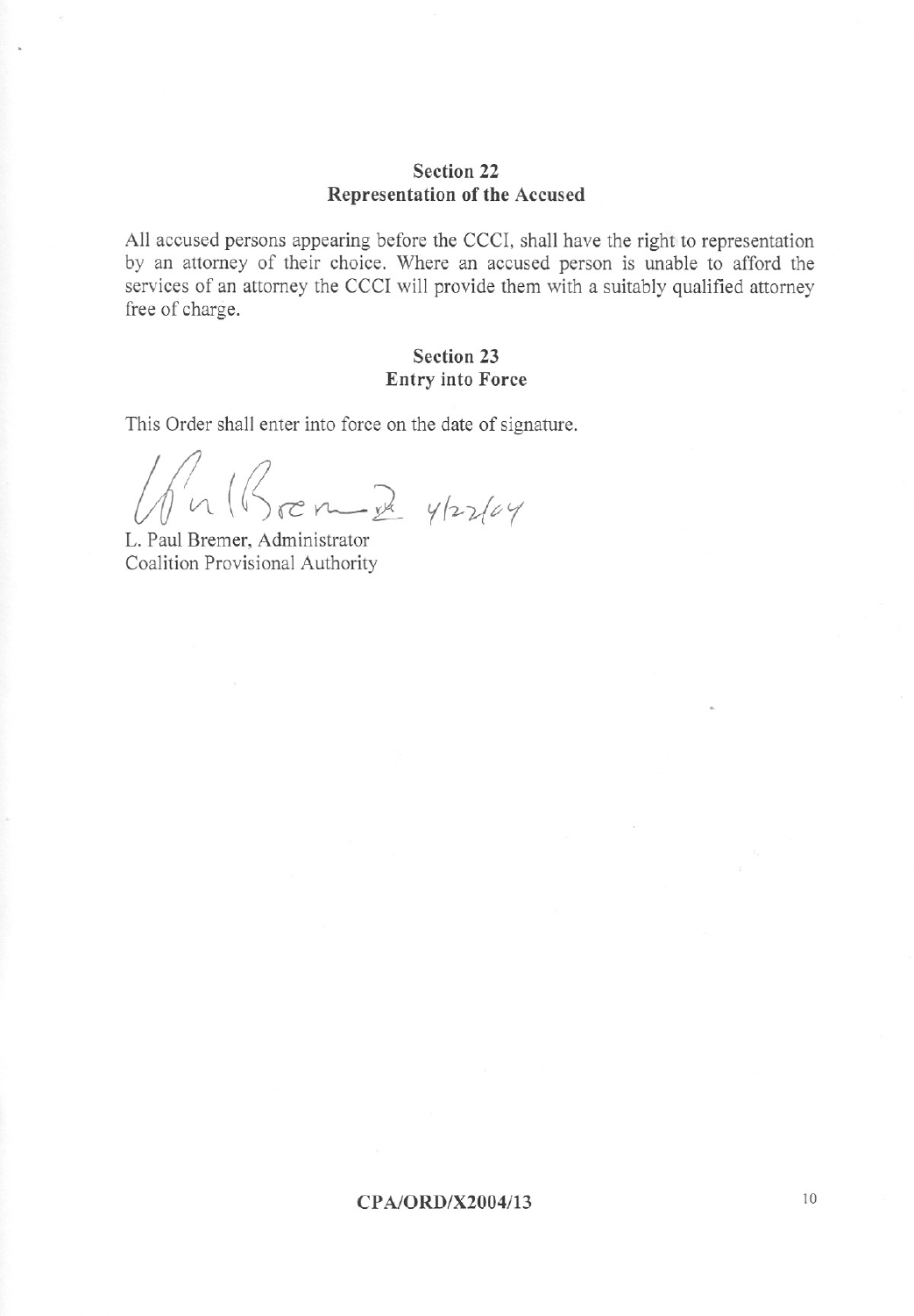## Section 22
## Representation of the Accused

All accused persons appearing before the CCCI, shall have the right to representation by an attorney of their choice. Where an accused person is unable to afford the services of an attorney the CCCI will provide them with a suitably qualified attorney free of charge.

## Section 23
## Entry into Force

This Order shall enter into force on the date of signature.

Paul Bremer 4/22/04

L. Paul Bremer, Administrator
Coalition Provisional Authority

CPA/ORD/X2004/13